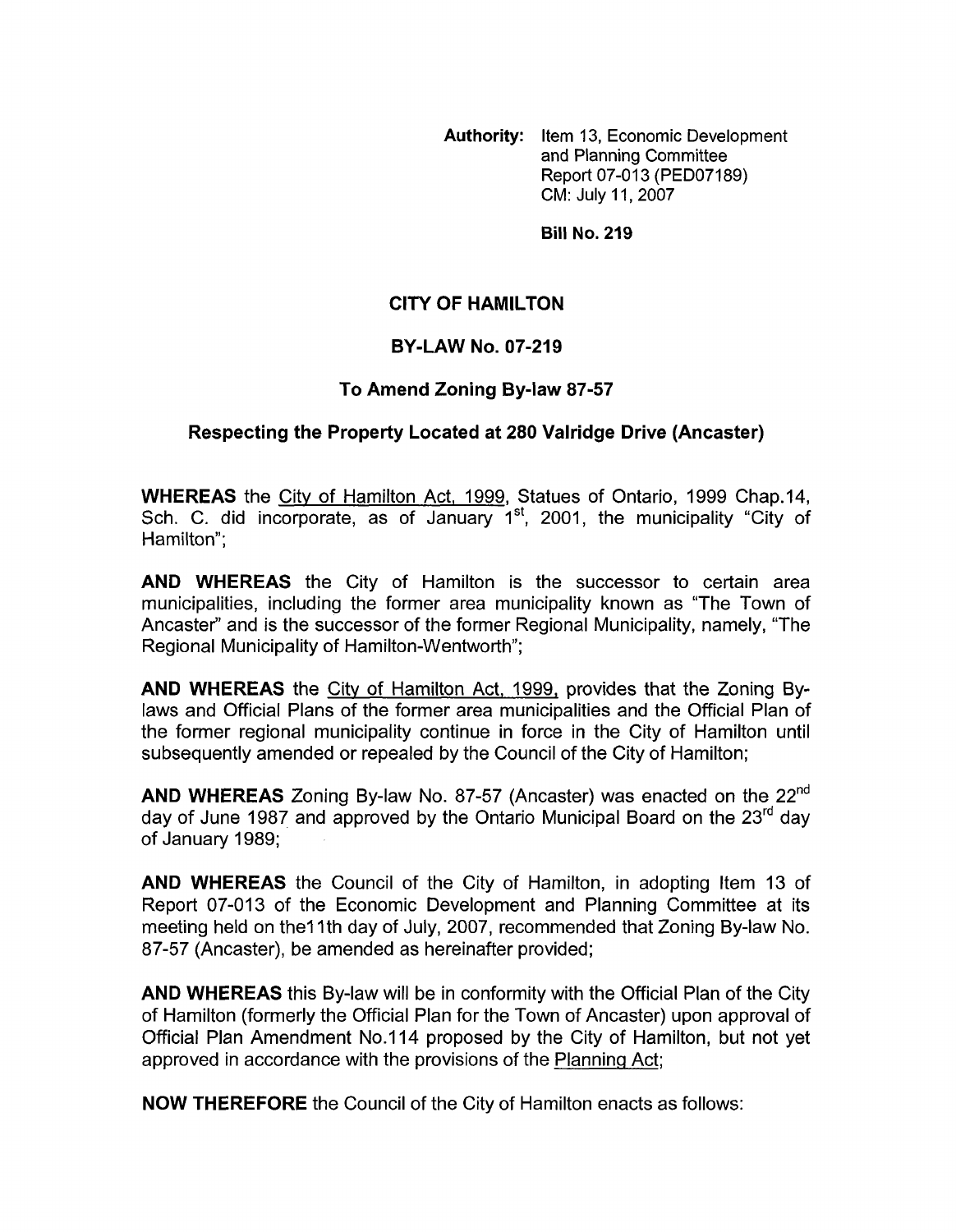**Authority:** Item 13, Economic Development and Planning Committee Report 07-013 (PED07189) CM: July 11, 2007

**Bill No. 219**

## CITY OF HAMILTON

## BY-LAW No. 07-219

## To Amend Zoning By-law 87-57

## Respecting the Property Located at 280 Valridge Drive (Ancaster)

**WHEREAS** the City of Hamilton Act, 1999, Statues of Ontario, 1999 Chap.14, Sch. C. did incorporate, as of January 1st, 2001, the municipality "City of Hamilton";

**AND WHEREAS** the City of Hamilton is the successor to certain area municipalities, including the former area municipality known as "The Town of Ancaster" and is the successor of the former Regional Municipality, namely, "The Regional Municipality of Hamilton-Wentworth";

**AND WHEREAS** the City of Hamilton Act, 1999, provides that the Zoning By-laws and Official Plans of the former area municipalities and the Official Plan of the former regional municipality continue in force in the City of Hamilton until subsequently amended or repealed by the Council of the City of Hamilton;

**AND WHEREAS** Zoning By-law No. 87-57 (Ancaster) was enacted on the 22nd day of June 1987 and approved by the Ontario Municipal Board on the 23rd day of January 1989;

**AND WHEREAS** the Council of the City of Hamilton, in adopting Item 13 of Report 07-013 of the Economic Development and Planning Committee at its meeting held on the11th day of July, 2007, recommended that Zoning By-law No. 87-57 (Ancaster), be amended as hereinafter provided;

**AND WHEREAS** this By-law will be in conformity with the Official Plan of the City of Hamilton (formerly the Official Plan for the Town of Ancaster) upon approval of Official Plan Amendment No.114 proposed by the City of Hamilton, but not yet approved in accordance with the provisions of the Planning Act;

**NOW THEREFORE** the Council of the City of Hamilton enacts as follows: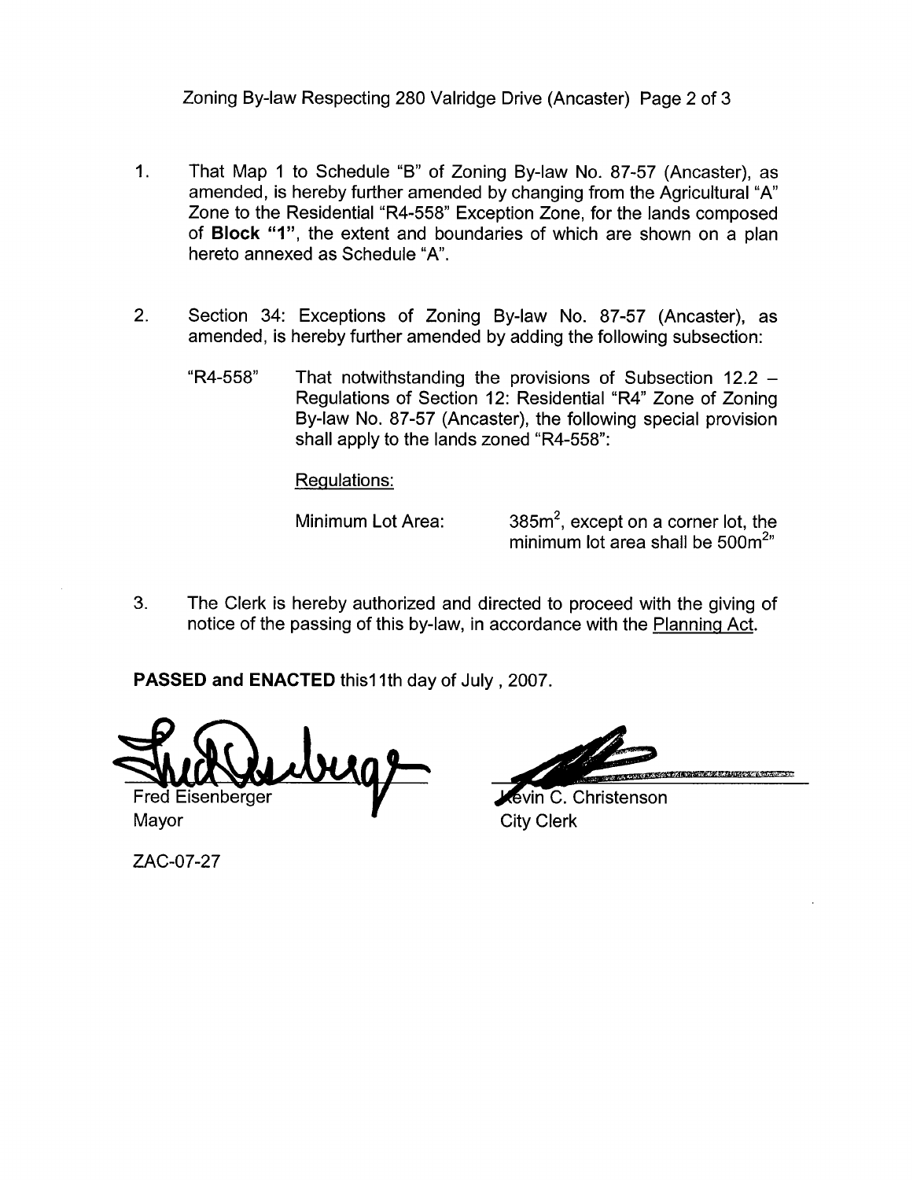1. That Map 1 to Schedule "B" of Zoning By-law No. 87-57 (Ancaster), as amended, is hereby further amended by changing from the Agricultural "A" Zone to the Residential "R4-558" Exception Zone, for the lands composed of **Block "1"**, the extent and boundaries of which are shown on a plan hereto annexed as Schedule "A".

2. Section 34: Exceptions of Zoning By-law No. 87-57 (Ancaster), as amended, is hereby further amended by adding the following subsection:

   "R4-558" That notwithstanding the provisions of Subsection 12.2 – Regulations of Section 12: Residential "R4" Zone of Zoning By-law No. 87-57 (Ancaster), the following special provision shall apply to the lands zoned "R4-558":

   Regulations:

   Minimum Lot Area: $385m^2$, except on a corner lot, the minimum lot area shall be $500m^2$"

3. The Clerk is hereby authorized and directed to proceed with the giving of notice of the passing of this by-law, in accordance with the Planning Act.

**PASSED and ENACTED** this11th day of July , 2007.

Fred Eisenberger
Mayor

Kevin C. Christenson
City Clerk

ZAC-07-27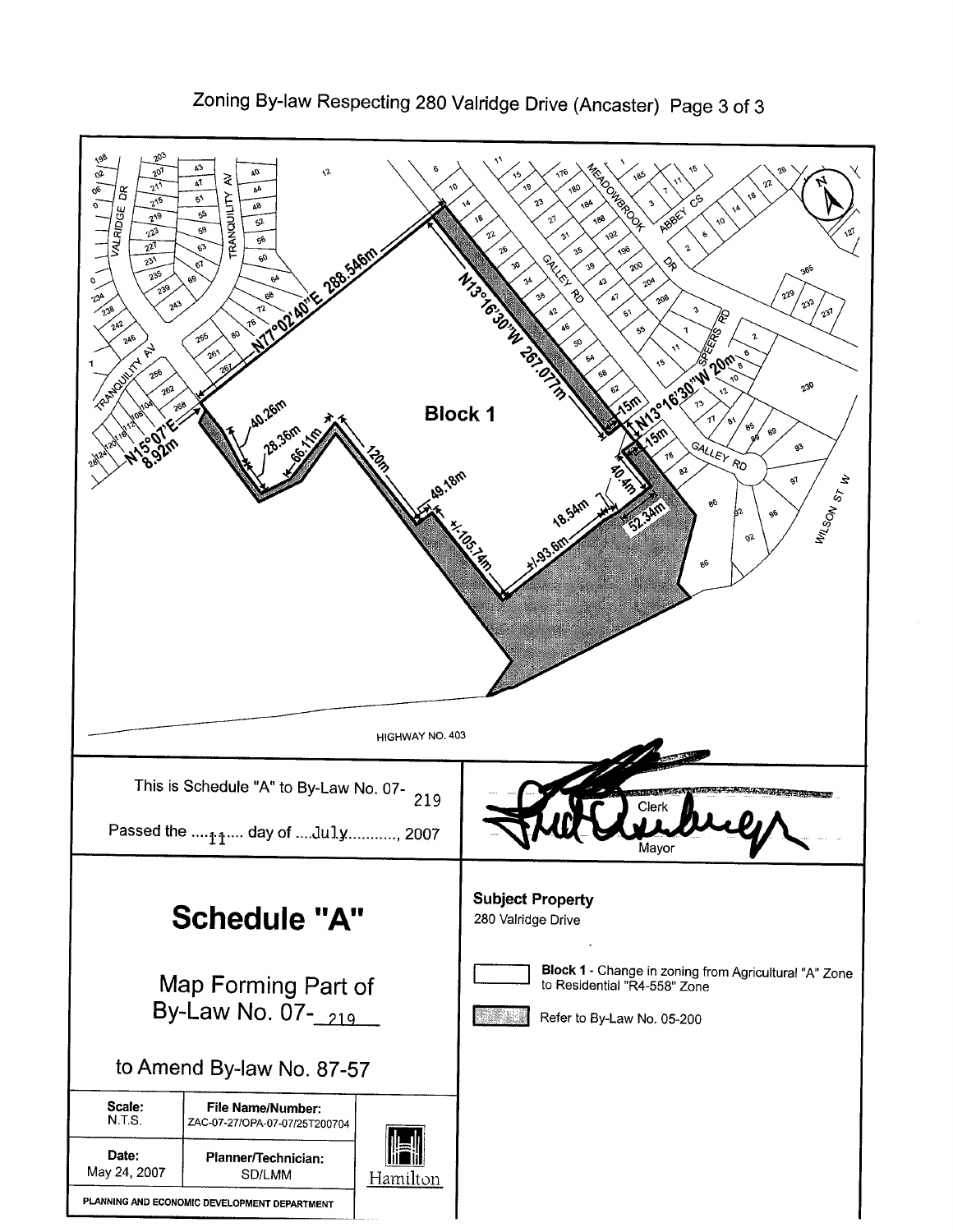# Zoning By-law Respecting 280 Valridge Drive (Ancaster) Page 3 of 3

Block 1

N77°02'40"E 288.546m

N13°16'30"W 267.077m

N13°16'30"W 20m

N15°07'E 8.92m

15m

15m

40.26m

28.36m

66.11m

120m

49.18m

18.54m

40.4m

52.34m

+/-105.74m

+/-93.6m

HIGHWAY NO. 403

This is Schedule "A" to By-Law No. 07- 219

Passed the ....11.... day of ....July..........., 2007

Clerk

Mayor

## Schedule "A"

Map Forming Part of By-Law No. 07- 219

to Amend By-law No. 87-57

| Scale: | File Name/Number: |
|---|---|
| N.T.S. | ZAC-07-27/OPA-07-07/25T200704 |
| **Date:** | **Planner/Technician:** |
| May 24, 2007 | SD/LMM |

Hamilton

PLANNING AND ECONOMIC DEVELOPMENT DEPARTMENT

**Subject Property**

280 Valridge Drive

**Block 1** - Change in zoning from Agricultural "A" Zone to Residential "R4-558" Zone

Refer to By-Law No. 05-200